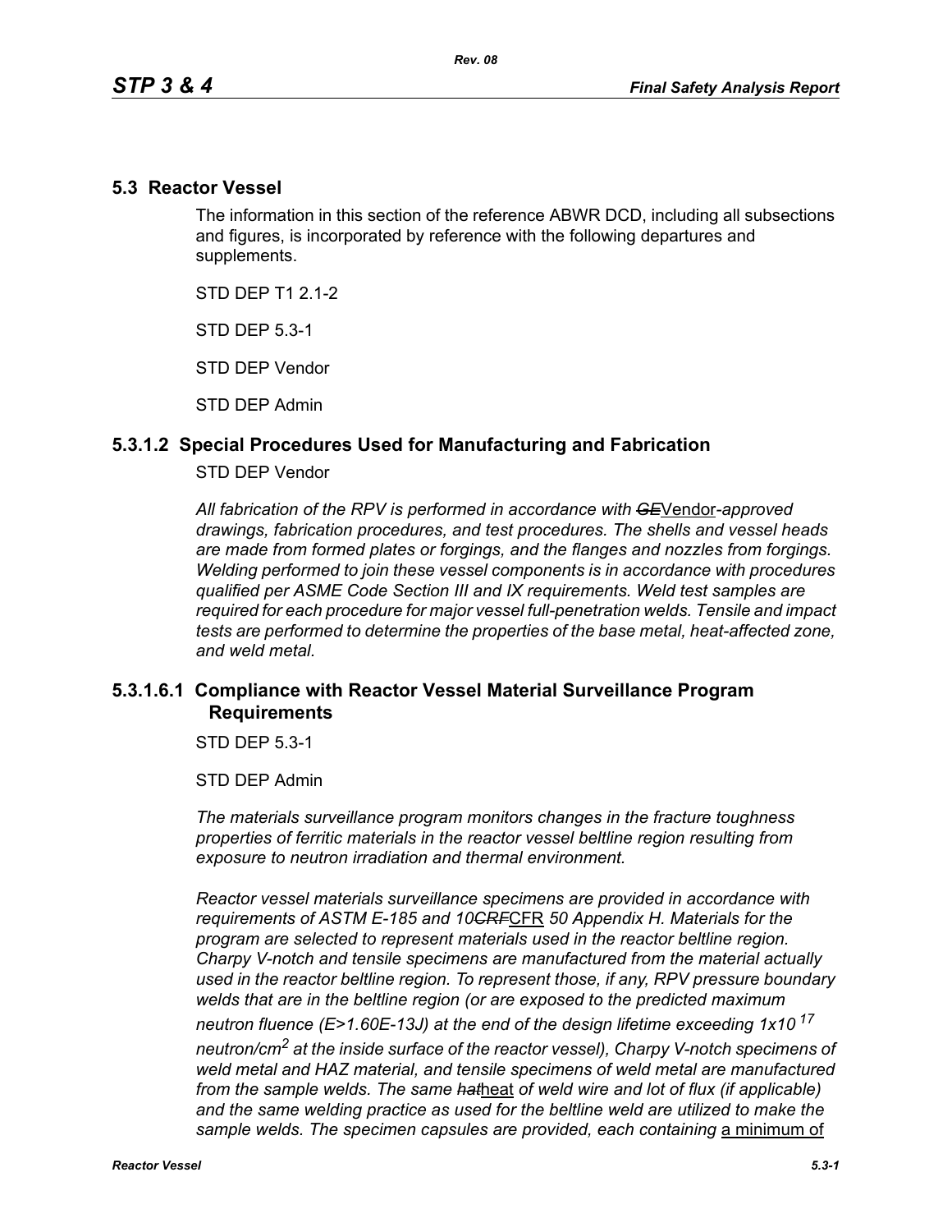## 5.3 Reactor Vessel

The information in this section of the reference ABWR DCD, including all subsections and figures, is incorporated by reference with the following departures and supplements.

STD DEP T1 2.1-2

STD DEP 5.3-1

STD DEP Vendor

STD DEP Admin

### 5.3.1.2 Special Procedures Used for Manufacturing and Fabrication

STD DEP Vendor

*All fabrication of the RPV is performed in accordance with ~~GE~~*<u>Vendor</u>*-approved drawings, fabrication procedures, and test procedures. The shells and vessel heads are made from formed plates or forgings, and the flanges and nozzles from forgings. Welding performed to join these vessel components is in accordance with procedures qualified per ASME Code Section III and IX requirements. Weld test samples are required for each procedure for major vessel full-penetration welds. Tensile and impact tests are performed to determine the properties of the base metal, heat-affected zone, and weld metal.*

### 5.3.1.6.1 Compliance with Reactor Vessel Material Surveillance Program Requirements

STD DEP 5.3-1

STD DEP Admin

*The materials surveillance program monitors changes in the fracture toughness properties of ferritic materials in the reactor vessel beltline region resulting from exposure to neutron irradiation and thermal environment.*

*Reactor vessel materials surveillance specimens are provided in accordance with requirements of ASTM E-185 and 10~~CRF~~*<u>CFR</u> *50 Appendix H. Materials for the program are selected to represent materials used in the reactor beltline region. Charpy V-notch and tensile specimens are manufactured from the material actually used in the reactor beltline region. To represent those, if any, RPV pressure boundary welds that are in the beltline region (or are exposed to the predicted maximum neutron fluence (E>1.60E-13J) at the end of the design lifetime exceeding 1x10*$^{17}$ *neutron/cm*$^{2}$ *at the inside surface of the reactor vessel), Charpy V-notch specimens of weld metal and HAZ material, and tensile specimens of weld metal are manufactured from the sample welds. The same ~~hat~~*<u>heat</u> *of weld wire and lot of flux (if applicable) and the same welding practice as used for the beltline weld are utilized to make the sample welds. The specimen capsules are provided, each containing* <u>a minimum of</u>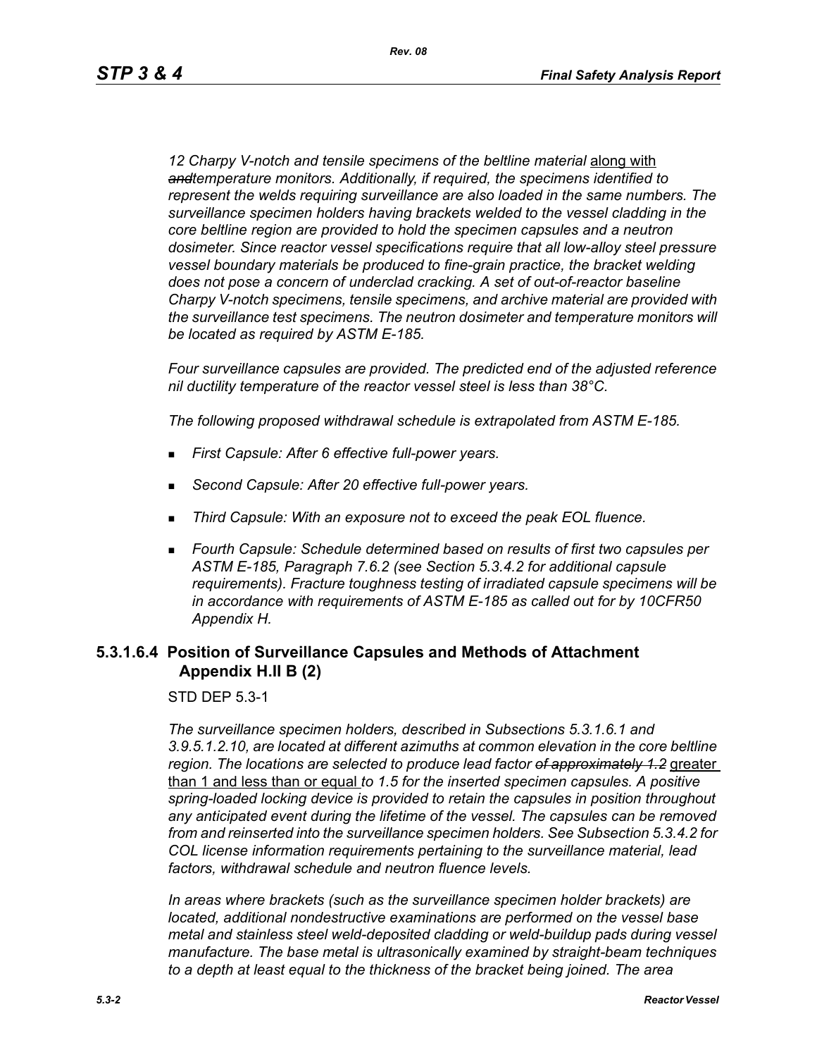*12 Charpy V-notch and tensile specimens of the beltline material* along with ~~*and*~~*temperature monitors. Additionally, if required, the specimens identified to represent the welds requiring surveillance are also loaded in the same numbers. The surveillance specimen holders having brackets welded to the vessel cladding in the core beltline region are provided to hold the specimen capsules and a neutron dosimeter. Since reactor vessel specifications require that all low-alloy steel pressure vessel boundary materials be produced to fine-grain practice, the bracket welding does not pose a concern of underclad cracking. A set of out-of-reactor baseline Charpy V-notch specimens, tensile specimens, and archive material are provided with the surveillance test specimens. The neutron dosimeter and temperature monitors will be located as required by ASTM E-185.*

*Four surveillance capsules are provided. The predicted end of the adjusted reference nil ductility temperature of the reactor vessel steel is less than 38°C.*

*The following proposed withdrawal schedule is extrapolated from ASTM E-185.*

- *First Capsule: After 6 effective full-power years.*
- *Second Capsule: After 20 effective full-power years.*
- *Third Capsule: With an exposure not to exceed the peak EOL fluence.*
- *Fourth Capsule: Schedule determined based on results of first two capsules per ASTM E-185, Paragraph 7.6.2 (see Section 5.3.4.2 for additional capsule requirements). Fracture toughness testing of irradiated capsule specimens will be in accordance with requirements of ASTM E-185 as called out for by 10CFR50 Appendix H.*

### 5.3.1.6.4 Position of Surveillance Capsules and Methods of Attachment Appendix H.II B (2)

STD DEP 5.3-1

*The surveillance specimen holders, described in Subsections 5.3.1.6.1 and 3.9.5.1.2.10, are located at different azimuths at common elevation in the core beltline region. The locations are selected to produce lead factor* ~~*of approximately 1.2*~~ greater than 1 and less than or equal *to 1.5 for the inserted specimen capsules. A positive spring-loaded locking device is provided to retain the capsules in position throughout any anticipated event during the lifetime of the vessel. The capsules can be removed from and reinserted into the surveillance specimen holders. See Subsection 5.3.4.2 for COL license information requirements pertaining to the surveillance material, lead factors, withdrawal schedule and neutron fluence levels.*

*In areas where brackets (such as the surveillance specimen holder brackets) are located, additional nondestructive examinations are performed on the vessel base metal and stainless steel weld-deposited cladding or weld-buildup pads during vessel manufacture. The base metal is ultrasonically examined by straight-beam techniques to a depth at least equal to the thickness of the bracket being joined. The area*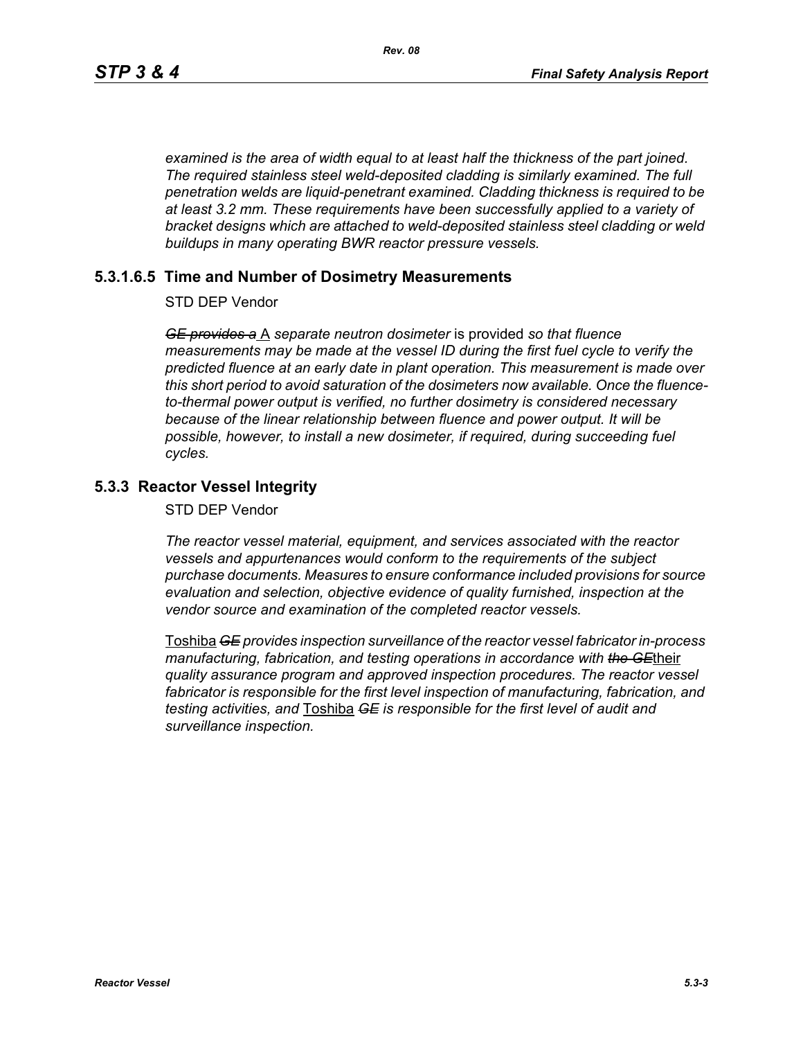*examined is the area of width equal to at least half the thickness of the part joined. The required stainless steel weld-deposited cladding is similarly examined. The full penetration welds are liquid-penetrant examined. Cladding thickness is required to be at least 3.2 mm. These requirements have been successfully applied to a variety of bracket designs which are attached to weld-deposited stainless steel cladding or weld buildups in many operating BWR reactor pressure vessels.*

### 5.3.1.6.5 Time and Number of Dosimetry Measurements

STD DEP Vendor

~~*GE provides a*~~ A *separate neutron dosimeter* is provided *so that fluence measurements may be made at the vessel ID during the first fuel cycle to verify the predicted fluence at an early date in plant operation. This measurement is made over this short period to avoid saturation of the dosimeters now available. Once the fluence-to-thermal power output is verified, no further dosimetry is considered necessary because of the linear relationship between fluence and power output. It will be possible, however, to install a new dosimeter, if required, during succeeding fuel cycles.*

## 5.3.3 Reactor Vessel Integrity

STD DEP Vendor

*The reactor vessel material, equipment, and services associated with the reactor vessels and appurtenances would conform to the requirements of the subject purchase documents. Measures to ensure conformance included provisions for source evaluation and selection, objective evidence of quality furnished, inspection at the vendor source and examination of the completed reactor vessels.*

Toshiba ~~*GE*~~ *provides inspection surveillance of the reactor vessel fabricator in-process manufacturing, fabrication, and testing operations in accordance with* ~~*the GE*~~their *quality assurance program and approved inspection procedures. The reactor vessel fabricator is responsible for the first level inspection of manufacturing, fabrication, and testing activities, and* Toshiba ~~*GE*~~ *is responsible for the first level of audit and surveillance inspection.*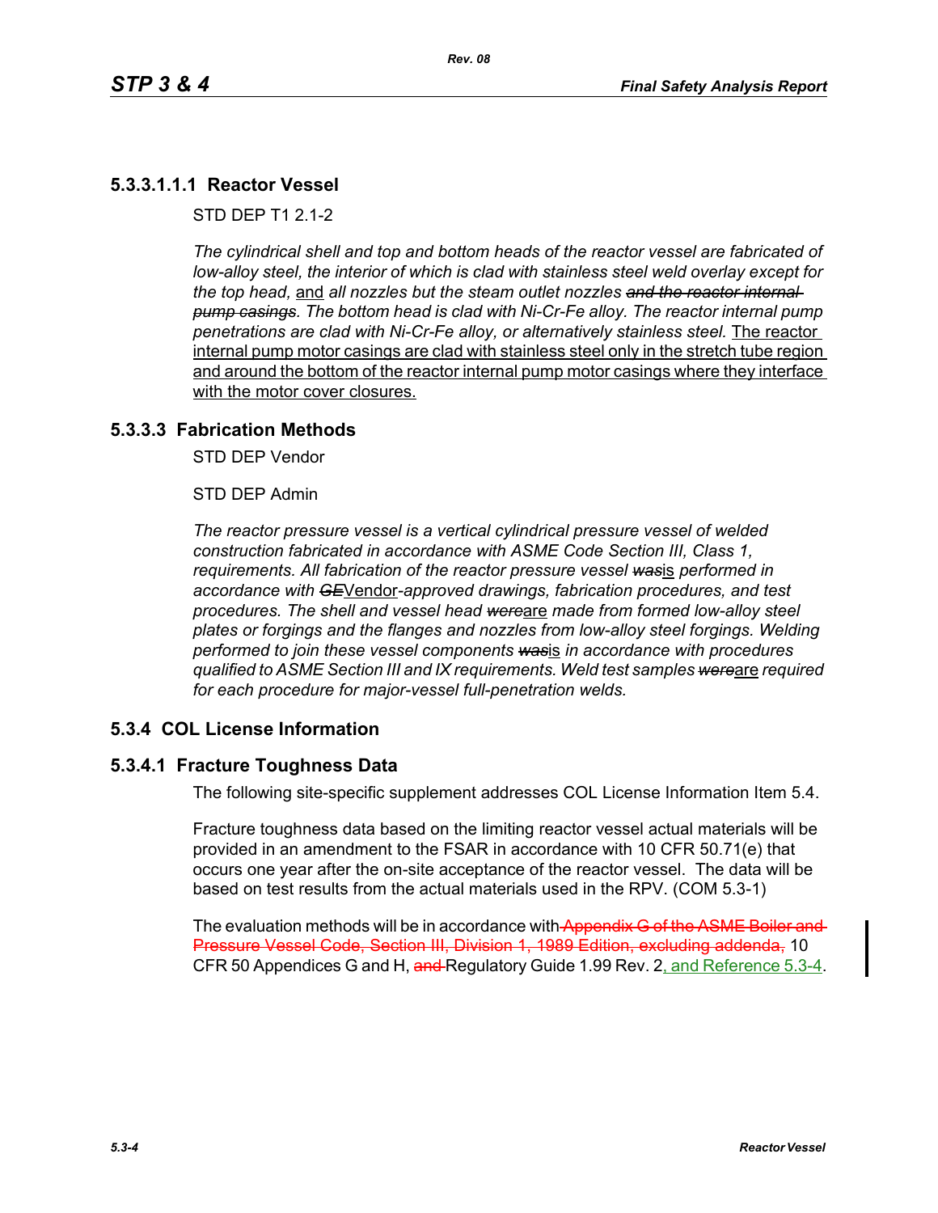### 5.3.3.1.1.1 Reactor Vessel

STD DEP T1 2.1-2

*The cylindrical shell and top and bottom heads of the reactor vessel are fabricated of low-alloy steel, the interior of which is clad with stainless steel weld overlay except for the top head,* and *all nozzles but the steam outlet nozzles ~~and the reactor internal pump casings~~. The bottom head is clad with Ni-Cr-Fe alloy. The reactor internal pump penetrations are clad with Ni-Cr-Fe alloy, or alternatively stainless steel.* The reactor internal pump motor casings are clad with stainless steel only in the stretch tube region and around the bottom of the reactor internal pump motor casings where they interface with the motor cover closures.

## 5.3.3.3 Fabrication Methods

STD DEP Vendor

STD DEP Admin

*The reactor pressure vessel is a vertical cylindrical pressure vessel of welded construction fabricated in accordance with ASME Code Section III, Class 1, requirements. All fabrication of the reactor pressure vessel ~~was~~*is *performed in accordance with ~~GE~~*Vendor*-approved drawings, fabrication procedures, and test procedures. The shell and vessel head ~~were~~*are *made from formed low-alloy steel plates or forgings and the flanges and nozzles from low-alloy steel forgings. Welding performed to join these vessel components ~~was~~*is *in accordance with procedures qualified to ASME Section III and IX requirements. Weld test samples ~~were~~*are *required for each procedure for major-vessel full-penetration welds.*

## 5.3.4 COL License Information

## 5.3.4.1 Fracture Toughness Data

The following site-specific supplement addresses COL License Information Item 5.4.

Fracture toughness data based on the limiting reactor vessel actual materials will be provided in an amendment to the FSAR in accordance with 10 CFR 50.71(e) that occurs one year after the on-site acceptance of the reactor vessel. The data will be based on test results from the actual materials used in the RPV. (COM 5.3-1)

The evaluation methods will be in accordance with ~~Appendix G of the ASME Boiler and Pressure Vessel Code, Section III, Division 1, 1989 Edition, excluding addenda,~~ 10 CFR 50 Appendices G and H, ~~and~~ Regulatory Guide 1.99 Rev. 2, and Reference 5.3-4.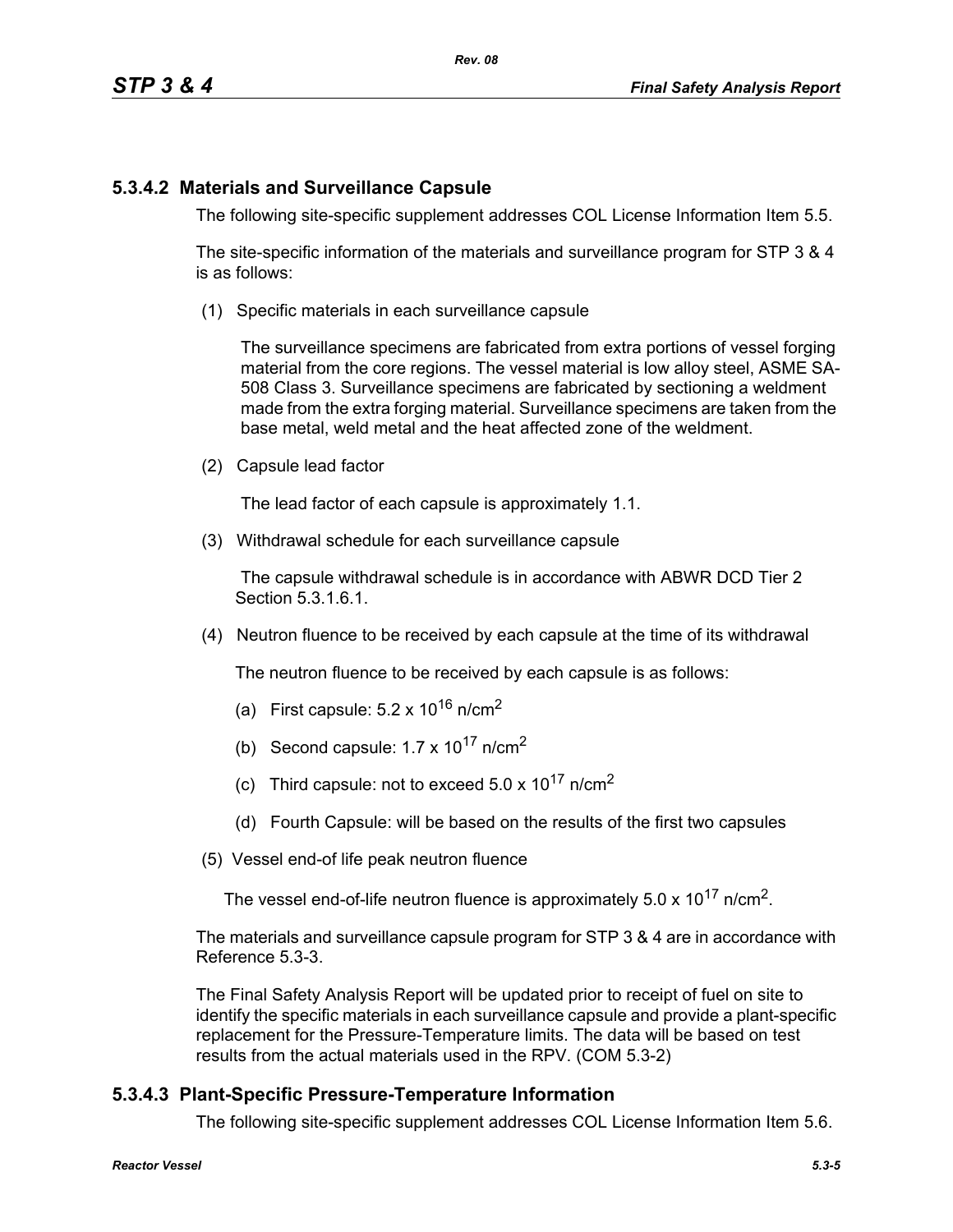### 5.3.4.2 Materials and Surveillance Capsule

The following site-specific supplement addresses COL License Information Item 5.5.

The site-specific information of the materials and surveillance program for STP 3 & 4 is as follows:

(1) Specific materials in each surveillance capsule

The surveillance specimens are fabricated from extra portions of vessel forging material from the core regions. The vessel material is low alloy steel, ASME SA-508 Class 3. Surveillance specimens are fabricated by sectioning a weldment made from the extra forging material. Surveillance specimens are taken from the base metal, weld metal and the heat affected zone of the weldment.

(2) Capsule lead factor

The lead factor of each capsule is approximately 1.1.

(3) Withdrawal schedule for each surveillance capsule

The capsule withdrawal schedule is in accordance with ABWR DCD Tier 2 Section 5.3.1.6.1.

(4) Neutron fluence to be received by each capsule at the time of its withdrawal

The neutron fluence to be received by each capsule is as follows:

(a) First capsule: $5.2 \times 10^{16}$ n/cm$^2$

(b) Second capsule: $1.7 \times 10^{17}$ n/cm$^2$

(c) Third capsule: not to exceed $5.0 \times 10^{17}$ n/cm$^2$

(d) Fourth Capsule: will be based on the results of the first two capsules

(5) Vessel end-of life peak neutron fluence

The vessel end-of-life neutron fluence is approximately $5.0 \times 10^{17}$ n/cm$^2$.

The materials and surveillance capsule program for STP 3 & 4 are in accordance with Reference 5.3-3.

The Final Safety Analysis Report will be updated prior to receipt of fuel on site to identify the specific materials in each surveillance capsule and provide a plant-specific replacement for the Pressure-Temperature limits. The data will be based on test results from the actual materials used in the RPV. (COM 5.3-2)

### 5.3.4.3 Plant-Specific Pressure-Temperature Information

The following site-specific supplement addresses COL License Information Item 5.6.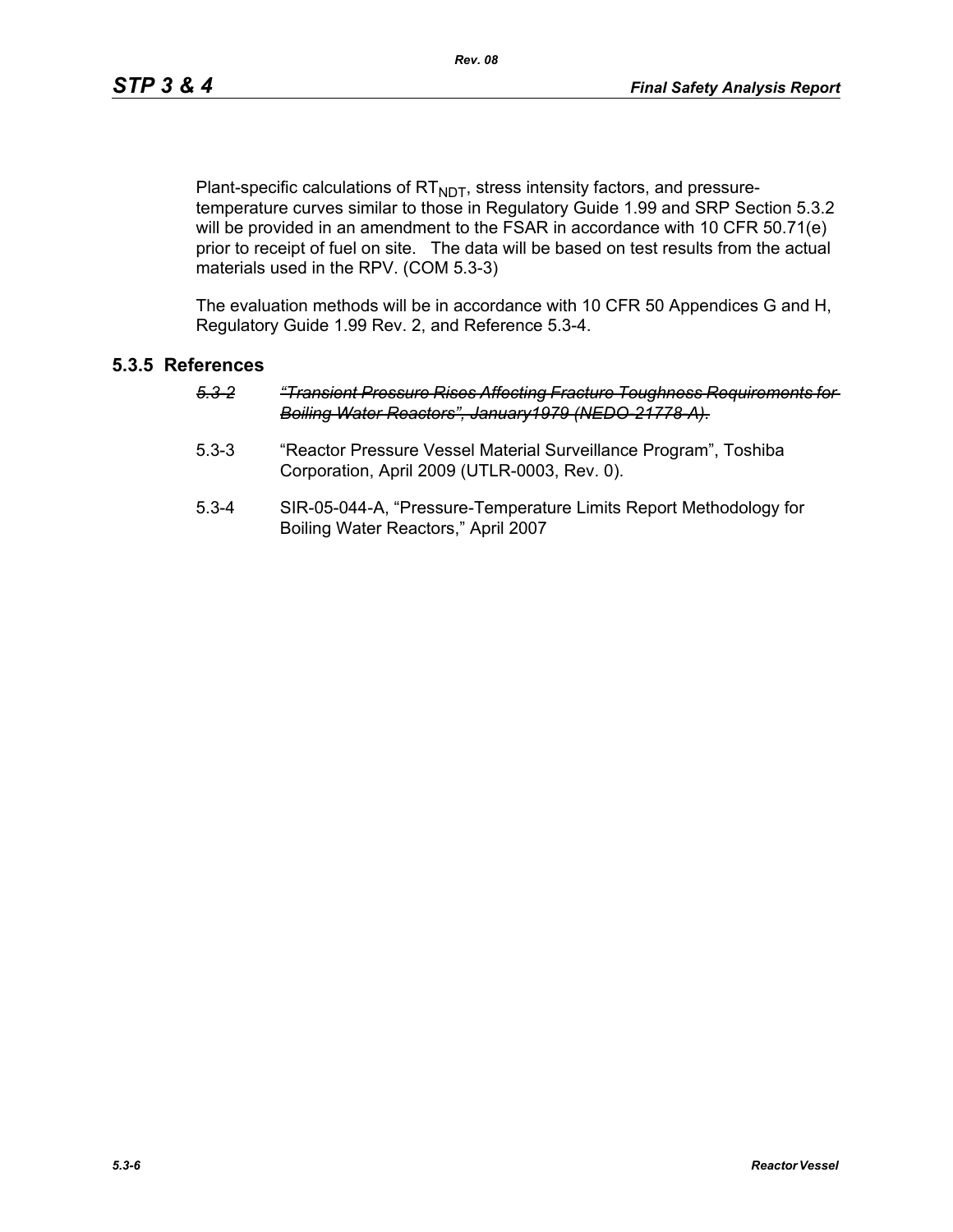Plant-specific calculations of $RT_{NDT}$, stress intensity factors, and pressure-temperature curves similar to those in Regulatory Guide 1.99 and SRP Section 5.3.2 will be provided in an amendment to the FSAR in accordance with 10 CFR 50.71(e) prior to receipt of fuel on site. The data will be based on test results from the actual materials used in the RPV. (COM 5.3-3)

The evaluation methods will be in accordance with 10 CFR 50 Appendices G and H, Regulatory Guide 1.99 Rev. 2, and Reference 5.3-4.

## 5.3.5 References

~~*5.3-2 "Transient Pressure Rises Affecting Fracture Toughness Requirements for Boiling Water Reactors", January1979 (NEDO-21778-A).*~~

5.3-3 "Reactor Pressure Vessel Material Surveillance Program", Toshiba Corporation, April 2009 (UTLR-0003, Rev. 0).

5.3-4 SIR-05-044-A, "Pressure-Temperature Limits Report Methodology for Boiling Water Reactors," April 2007